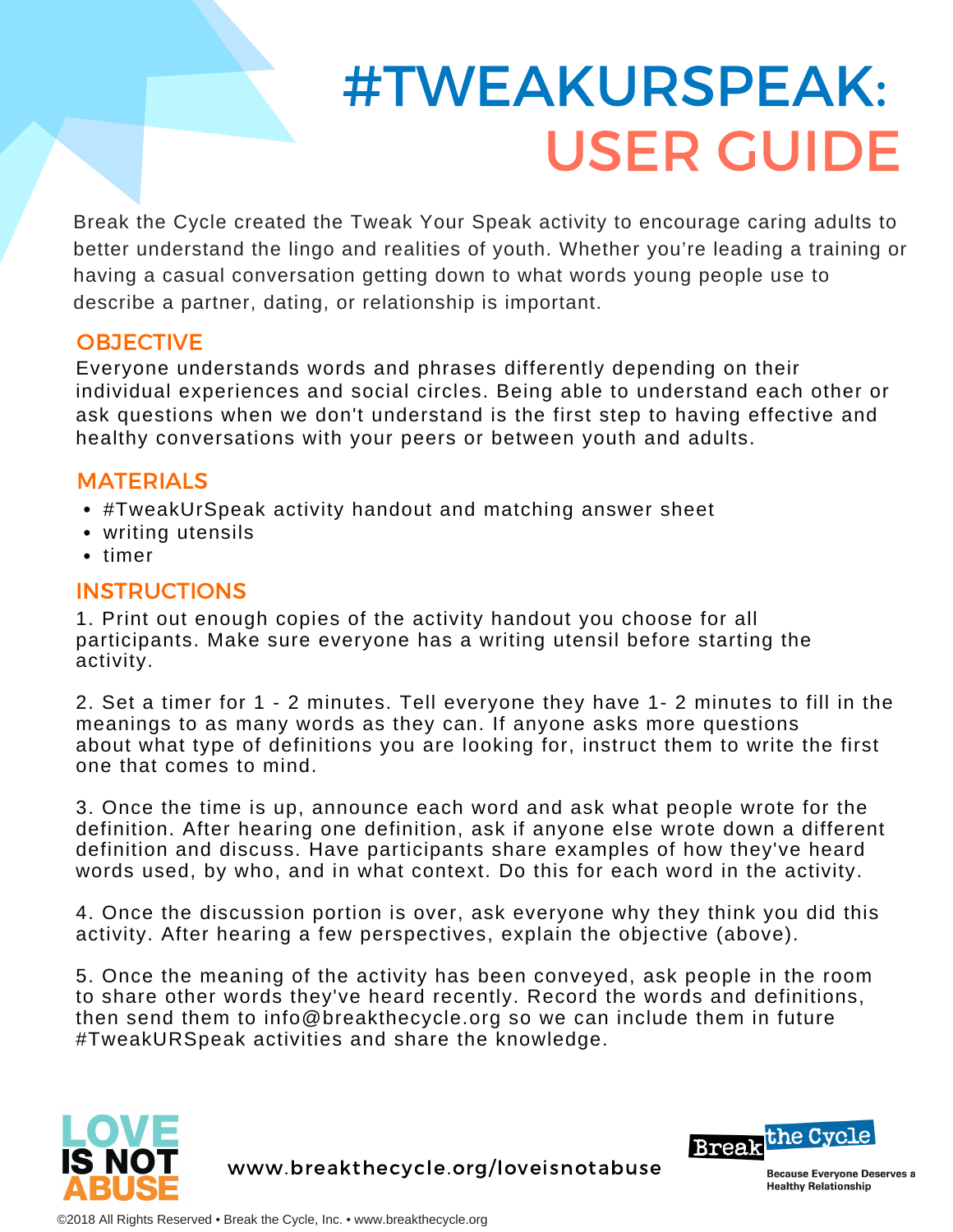# #TWEAKURSPEAK: USER GUIDE

Break the Cycle created the Tweak Your Speak activity to encourage caring adults to better understand the lingo and realities of youth. Whether you're leading a training or having a casual conversation getting down to what words young people use to describe a partner, dating, or relationship is important.

## OBJECTIVE

Everyone understands words and phrases differently depending on their individual experiences and social circles. Being able to understand each other or ask questions when we don't understand is the first step to having effective and healthy conversations with your peers or between youth and adults.

## MATERIALS

- #TweakUrSpeak activity handout and matching answer sheet
- writing utensils
- timer

## INSTRUCTIONS

1. Print out enough copies of the activity handout you choose for all participants. Make sure everyone has a writing utensil before starting the activity.

2. Set a timer for 1 - 2 minutes. Tell everyone they have 1- 2 minutes to fill in the meanings to as many words as they can. If anyone asks more questions about what type of definitions you are looking for, instruct them to write the first one that comes to mind.

3. Once the time is up, announce each word and ask what people wrote for the definition. After hearing one definition, ask if anyone else wrote down a different definition and discuss. Have participants share examples of how they've heard words used, by who, and in what context. Do this for each word in the activity.

4. Once the discussion portion is over, ask everyone why they think you did this activity. After hearing a few perspectives, explain the objective (above).

5. Once the meaning of the activity has been conveyed, ask people in the room to share other words they've heard recently. Record the words and definitions, then send them to info@breakthecycle.org so we can include them in future #TweakURSpeak activities and share the knowledge.

LOVE IS NOT ABUSE

www.breakthecycle.org/loveisnotabuse

Break the Cycle

Because Everyone Deserves a Healthy Relationship

©2018 All Rights Reserved • Break the Cycle, Inc. • www.breakthecycle.org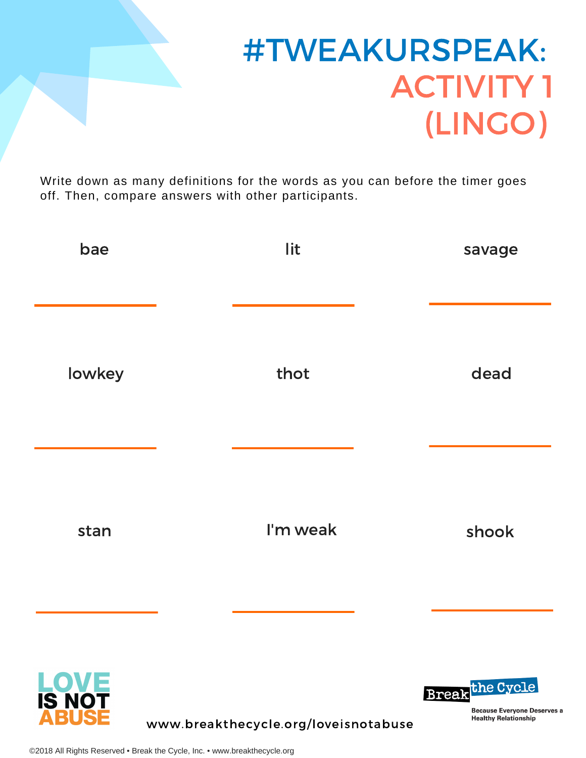# #TWEAKURSPEAK: ACTIVITY 1 (LINGO)

Write down as many definitions for the words as you can before the timer goes off. Then, compare answers with other participants.

| bae | lit | savage |
|---|---|---|
| ________ | ________ | ________ |
| **lowkey** | **thot** | **dead** |
| ________ | ________ | ________ |
| **stan** | **I'm weak** | **shook** |
| ________ | ________ | ________ |

LOVE IS NOT ABUSE

www.breakthecycle.org/loveisnotabuse

Break the Cycle

Because Everyone Deserves a Healthy Relationship

©2018 All Rights Reserved • Break the Cycle, Inc. • www.breakthecycle.org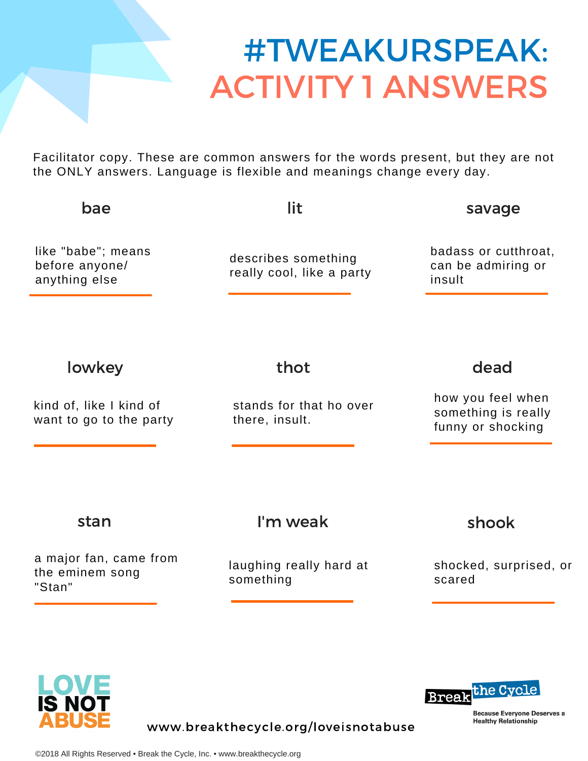# #TWEAKURSPEAK: ACTIVITY 1 ANSWERS

Facilitator copy. These are common answers for the words present, but they are not the ONLY answers. Language is flexible and meanings change every day.

### bae

like "babe"; means before anyone/ anything else

### lit

describes something really cool, like a party

### savage

badass or cutthroat, can be admiring or insult

### lowkey

kind of, like I kind of want to go to the party

### thot

stands for that ho over there, insult.

### dead

how you feel when something is really funny or shocking

### stan

a major fan, came from the eminem song "Stan"

### I'm weak

laughing really hard at something

### shook

shocked, surprised, or scared

LOVE IS NOT ABUSE

www.breakthecycle.org/loveisnotabuse

Break the Cycle

Because Everyone Deserves a Healthy Relationship

©2018 All Rights Reserved • Break the Cycle, Inc. • www.breakthecycle.org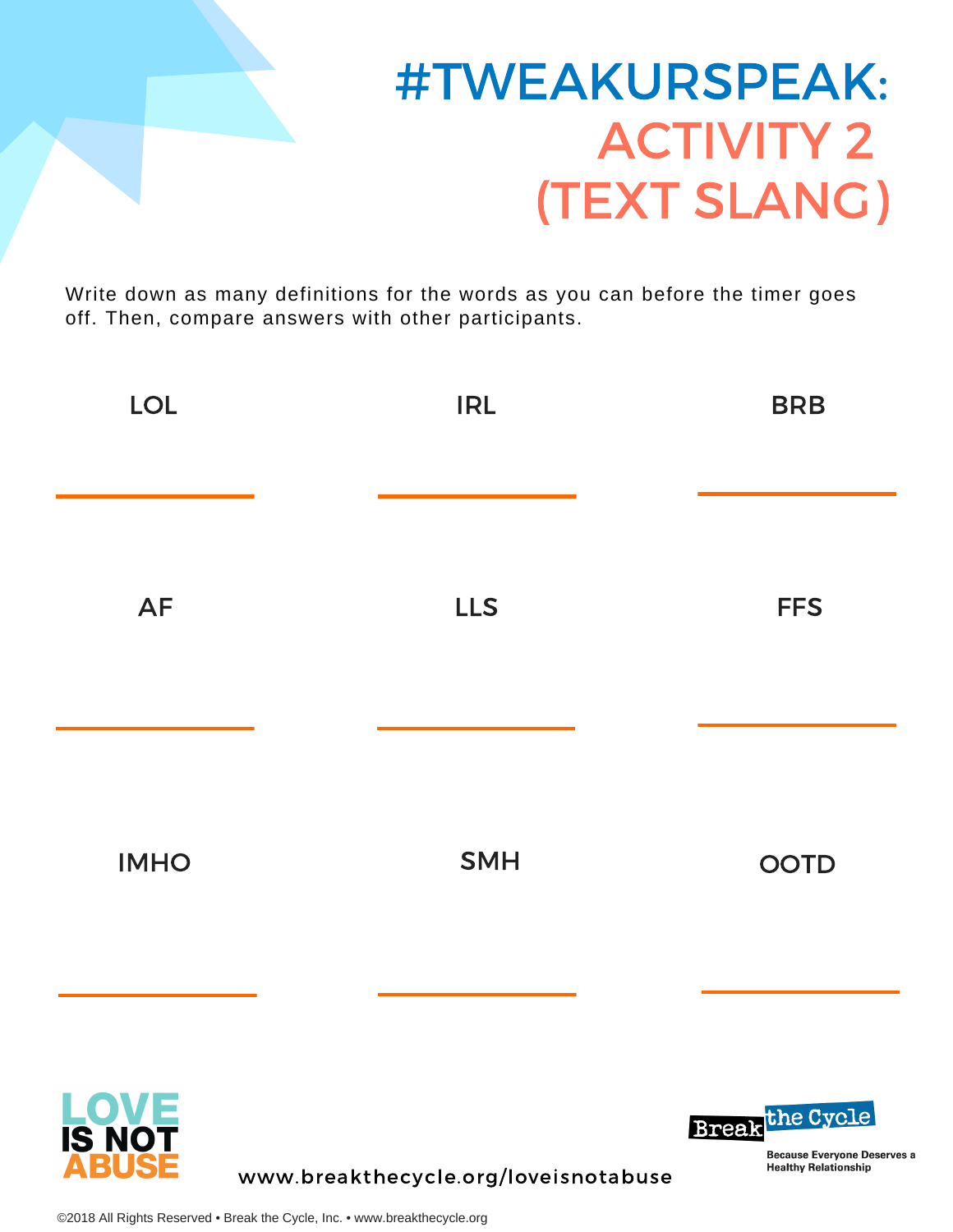# #TWEAKURSPEAK: ACTIVITY 2 (TEXT SLANG)

Write down as many definitions for the words as you can before the timer goes off. Then, compare answers with other participants.

| | | |
|---|---|---|
| LOL | IRL | BRB |
| ____________ | ____________ | ____________ |
| AF | LLS | FFS |
| ____________ | ____________ | ____________ |
| IMHO | SMH | OOTD |
| ____________ | ____________ | ____________ |

LOVE IS NOT ABUSE

www.breakthecycle.org/loveisnotabuse

Break the Cycle

Because Everyone Deserves a Healthy Relationship

©2018 All Rights Reserved • Break the Cycle, Inc. • www.breakthecycle.org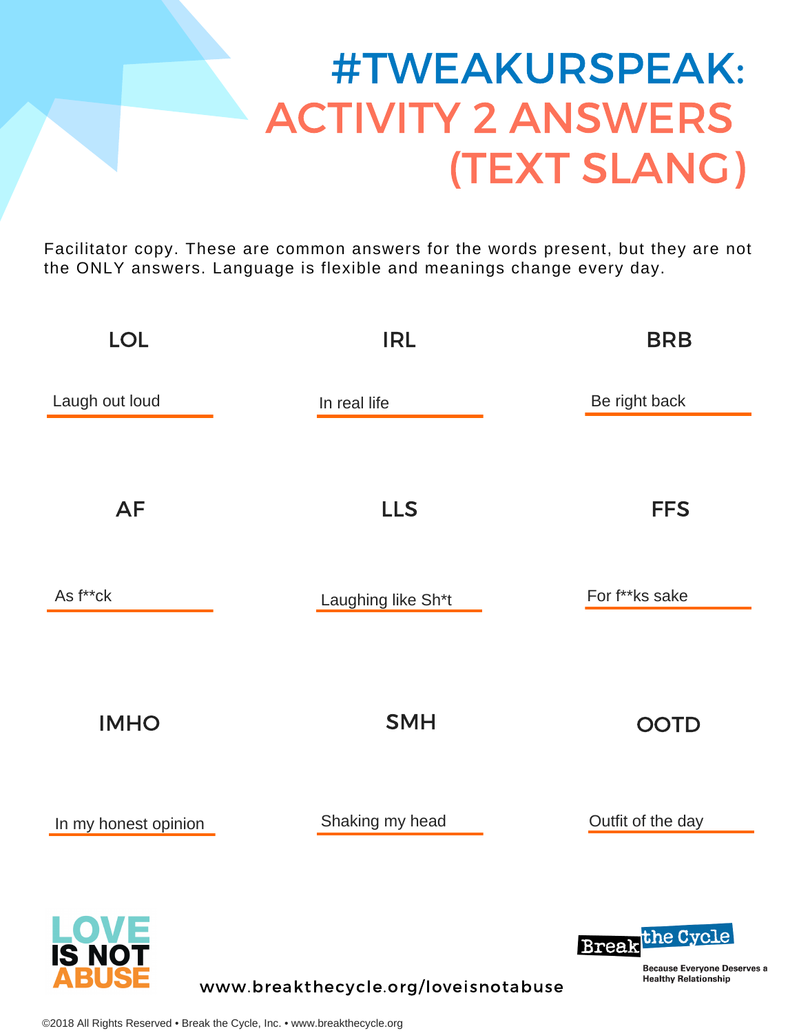# #TWEAKURSPEAK:
## ACTIVITY 2 ANSWERS (TEXT SLANG)

Facilitator copy. These are common answers for the words present, but they are not the ONLY answers. Language is flexible and meanings change every day.

| LOL | IRL | BRB |
|---|---|---|
| Laugh out loud | In real life | Be right back |
| **AF** | **LLS** | **FFS** |
| As f**ck | Laughing like Sh*t | For f**ks sake |
| **IMHO** | **SMH** | **OOTD** |
| In my honest opinion | Shaking my head | Outfit of the day |

LOVE IS NOT ABUSE

www.breakthecycle.org/loveisnotabuse

Break the Cycle

Because Everyone Deserves a Healthy Relationship

©2018 All Rights Reserved • Break the Cycle, Inc. • www.breakthecycle.org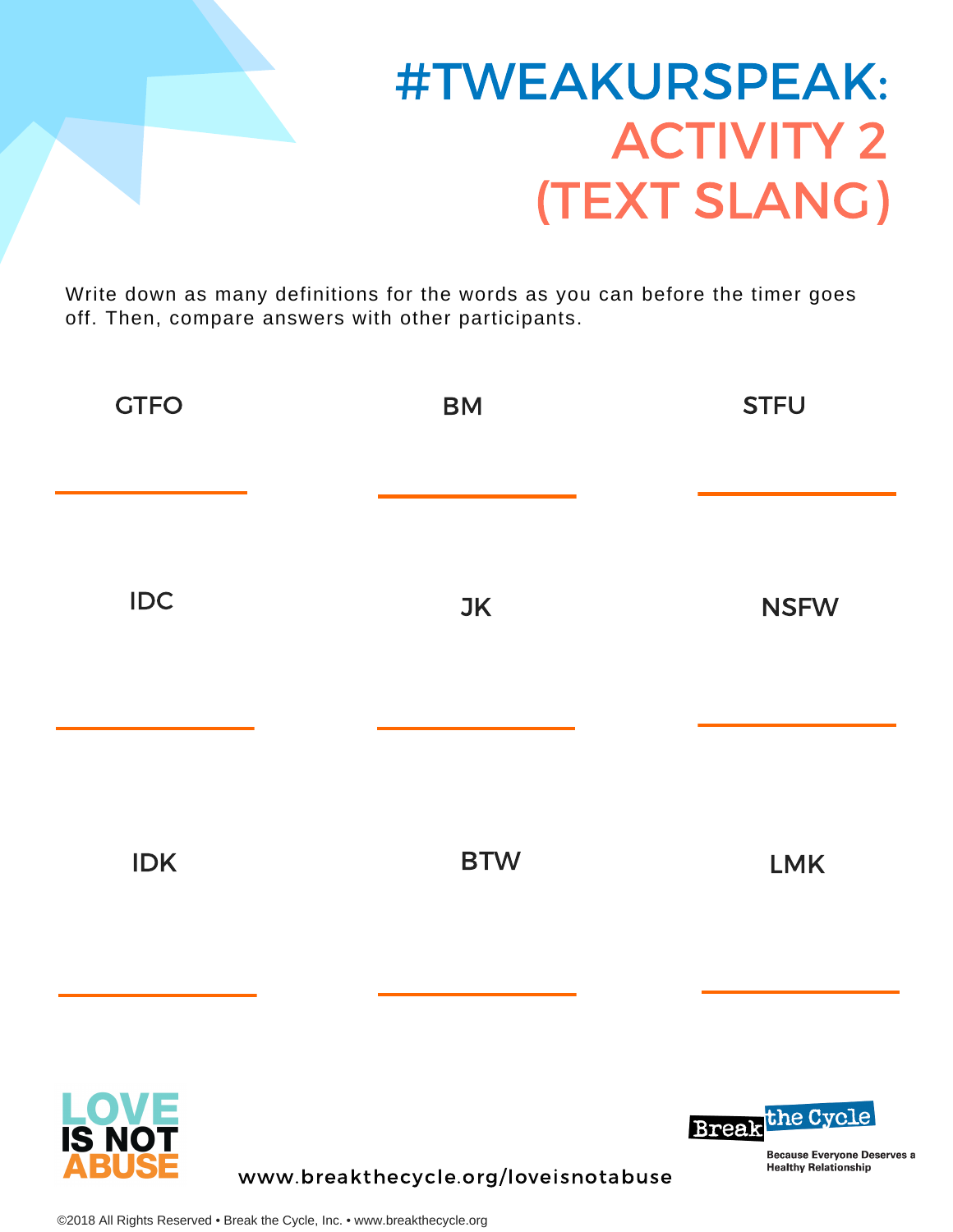# #TWEAKURSPEAK: ACTIVITY 2 (TEXT SLANG)

Write down as many definitions for the words as you can before the timer goes off. Then, compare answers with other participants.

| | | |
|---|---|---|
| GTFO | BM | STFU |
| ____________ | ____________ | ____________ |
| IDC | JK | NSFW |
| ____________ | ____________ | ____________ |
| IDK | BTW | LMK |
| ____________ | ____________ | ____________ |

LOVE IS NOT ABUSE

www.breakthecycle.org/loveisnotabuse

Break the Cycle
Because Everyone Deserves a Healthy Relationship

©2018 All Rights Reserved • Break the Cycle, Inc. • www.breakthecycle.org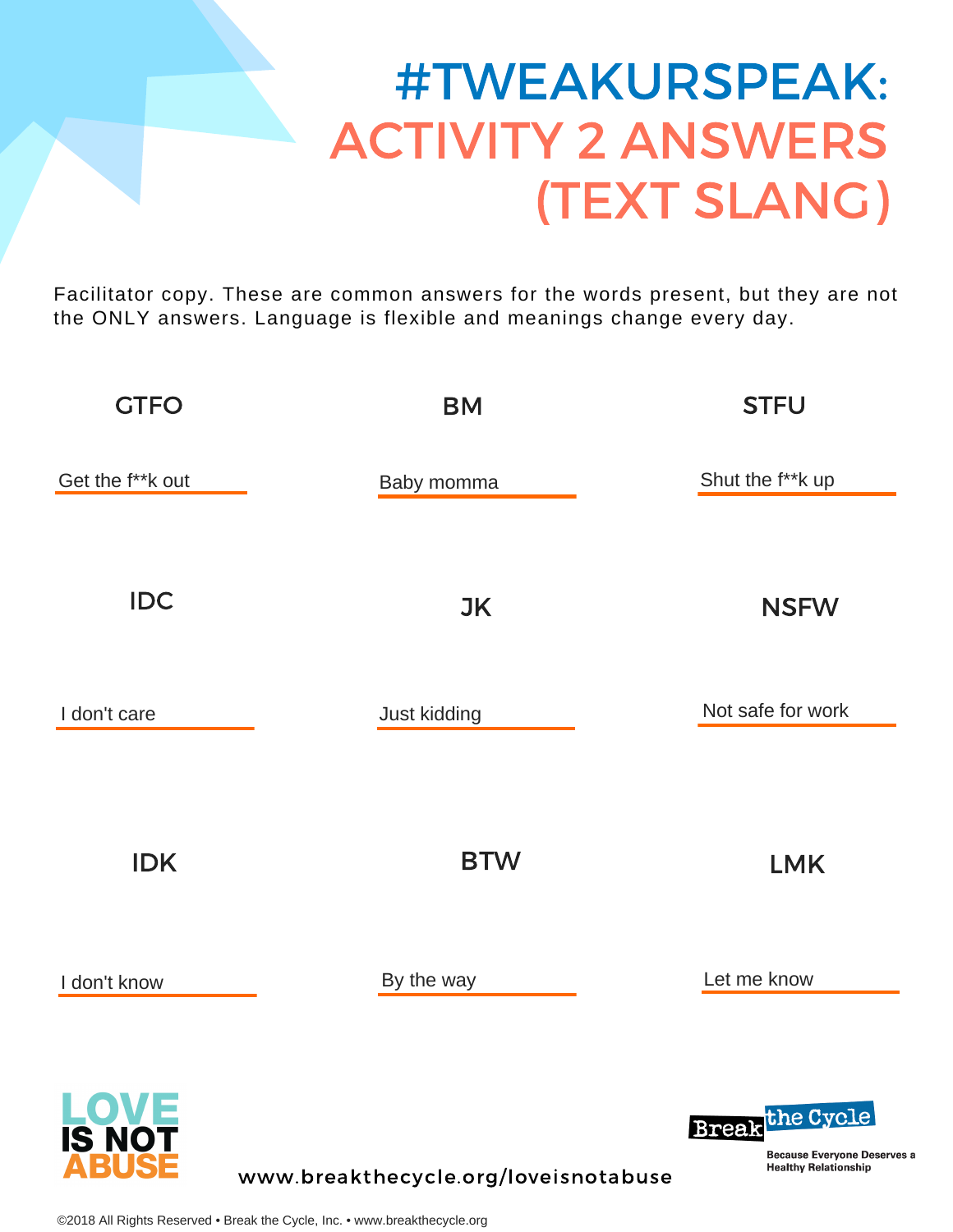# #TWEAKURSPEAK: ACTIVITY 2 ANSWERS (TEXT SLANG)

Facilitator copy. These are common answers for the words present, but they are not the ONLY answers. Language is flexible and meanings change every day.

| GTFO | BM | STFU |
|---|---|---|
| Get the f**k out | Baby momma | Shut the f**k up |
| **IDC** | **JK** | **NSFW** |
| I don't care | Just kidding | Not safe for work |
| **IDK** | **BTW** | **LMK** |
| I don't know | By the way | Let me know |

LOVE IS NOT ABUSE

www.breakthecycle.org/loveisnotabuse

Break the Cycle

Because Everyone Deserves a Healthy Relationship

©2018 All Rights Reserved • Break the Cycle, Inc. • www.breakthecycle.org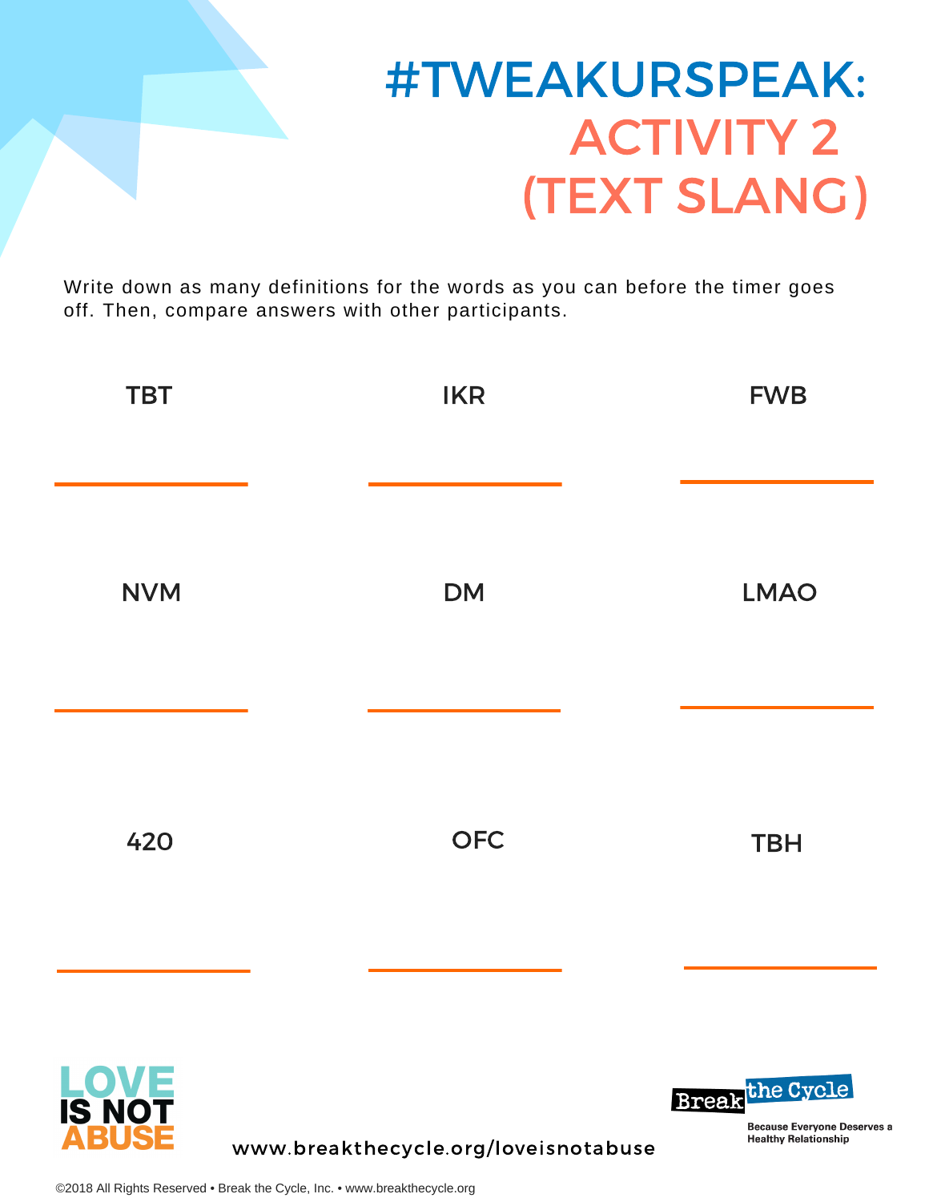# #TWEAKURSPEAK:
## ACTIVITY 2 (TEXT SLANG)

Write down as many definitions for the words as you can before the timer goes off. Then, compare answers with other participants.

| | | |
|---|---|---|
| TBT | IKR | FWB |
| ______ | ______ | ______ |
| NVM | DM | LMAO |
| ______ | ______ | ______ |
| 420 | OFC | TBH |
| ______ | ______ | ______ |

LOVE IS NOT ABUSE

www.breakthecycle.org/loveisnotabuse

Break the Cycle

Because Everyone Deserves a Healthy Relationship

©2018 All Rights Reserved • Break the Cycle, Inc. • www.breakthecycle.org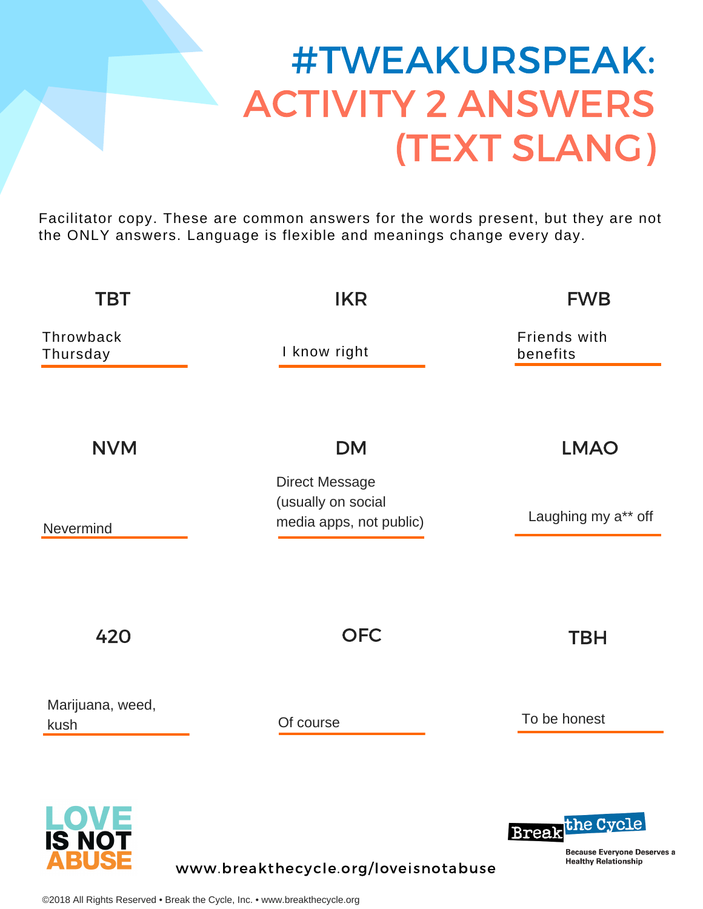# #TWEAKURSPEAK: ACTIVITY 2 ANSWERS (TEXT SLANG)

Facilitator copy. These are common answers for the words present, but they are not the ONLY answers. Language is flexible and meanings change every day.

**TBT**

Throwback Thursday

**IKR**

I know right

**FWB**

Friends with benefits

**NVM**

Nevermind

**DM**

Direct Message (usually on social media apps, not public)

**LMAO**

Laughing my a** off

**420**

Marijuana, weed, kush

**OFC**

Of course

**TBH**

To be honest

LOVE IS NOT ABUSE

www.breakthecycle.org/loveisnotabuse

Break the Cycle

Because Everyone Deserves a Healthy Relationship

©2018 All Rights Reserved • Break the Cycle, Inc. • www.breakthecycle.org